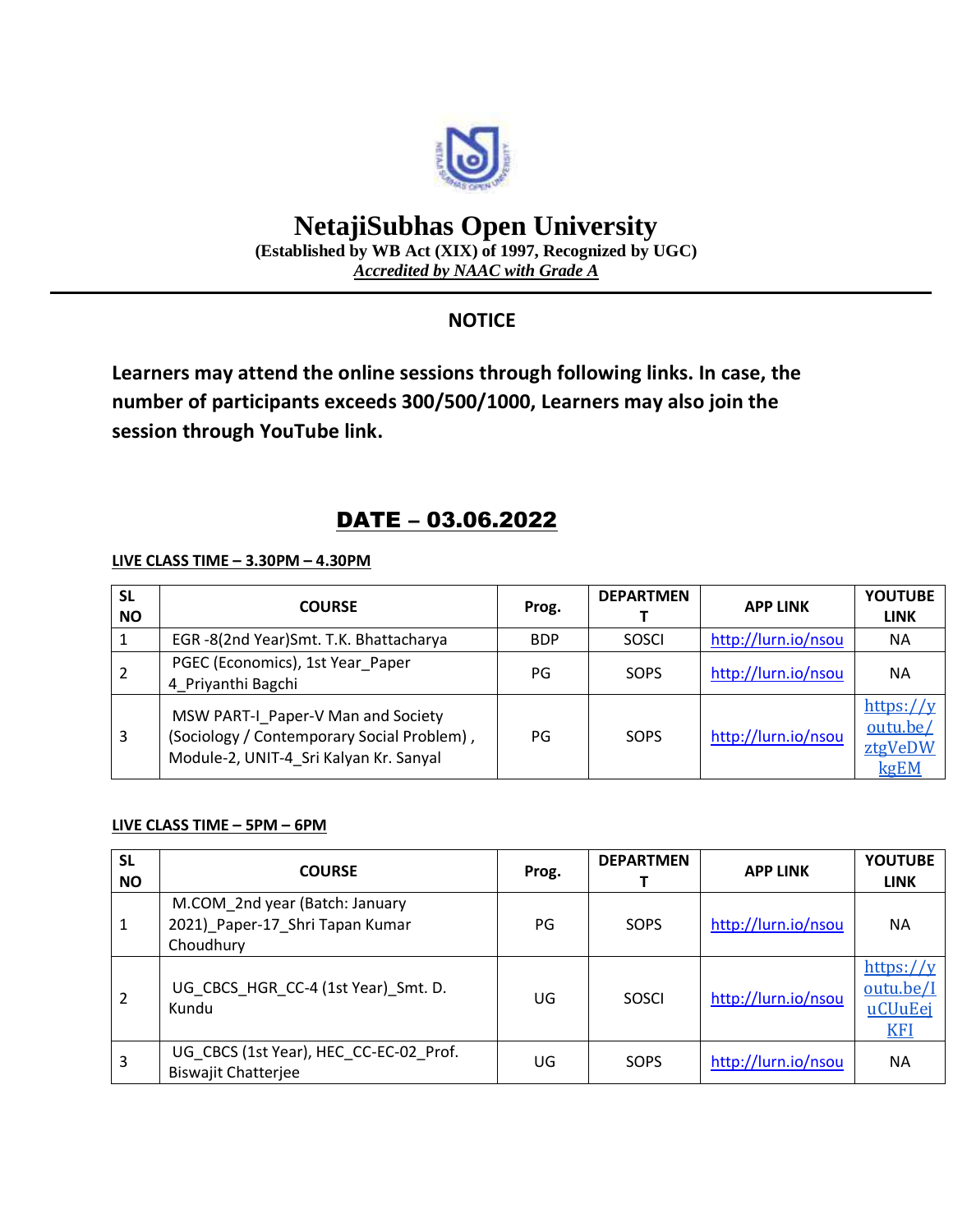# NetajiSubhas Open University

**(Established by WB Act (XIX) of 1997, Recognized by UGC)**

***Accredited by NAAC with Grade A***

## NOTICE

**Learners may attend the online sessions through following links. In case, the number of participants exceeds 300/500/1000, Learners may also join the session through YouTube link.**

## DATE – 03.06.2022

**LIVE CLASS TIME – 3.30PM – 4.30PM**

| SL NO | COURSE | Prog. | DEPARTMENT | APP LINK | YOUTUBE LINK |
|---|---|---|---|---|---|
| 1 | EGR -8(2nd Year)Smt. T.K. Bhattacharya | BDP | SOSCI | http://lurn.io/nsou | NA |
| 2 | PGEC (Economics), 1st Year_Paper 4_Priyanthi Bagchi | PG | SOPS | http://lurn.io/nsou | NA |
| 3 | MSW PART-I_Paper-V Man and Society (Sociology / Contemporary Social Problem) , Module-2, UNIT-4_Sri Kalyan Kr. Sanyal | PG | SOPS | http://lurn.io/nsou | https://youtu.be/ztgVeDWkgEM |

**LIVE CLASS TIME – 5PM – 6PM**

| SL NO | COURSE | Prog. | DEPARTMENT | APP LINK | YOUTUBE LINK |
|---|---|---|---|---|---|
| 1 | M.COM_2nd year (Batch: January 2021)_Paper-17_Shri Tapan Kumar Choudhury | PG | SOPS | http://lurn.io/nsou | NA |
| 2 | UG_CBCS_HGR_CC-4 (1st Year)_Smt. D. Kundu | UG | SOSCI | http://lurn.io/nsou | https://youtu.be/IuCUuEejKFI |
| 3 | UG_CBCS (1st Year), HEC_CC-EC-02_Prof. Biswajit Chatterjee | UG | SOPS | http://lurn.io/nsou | NA |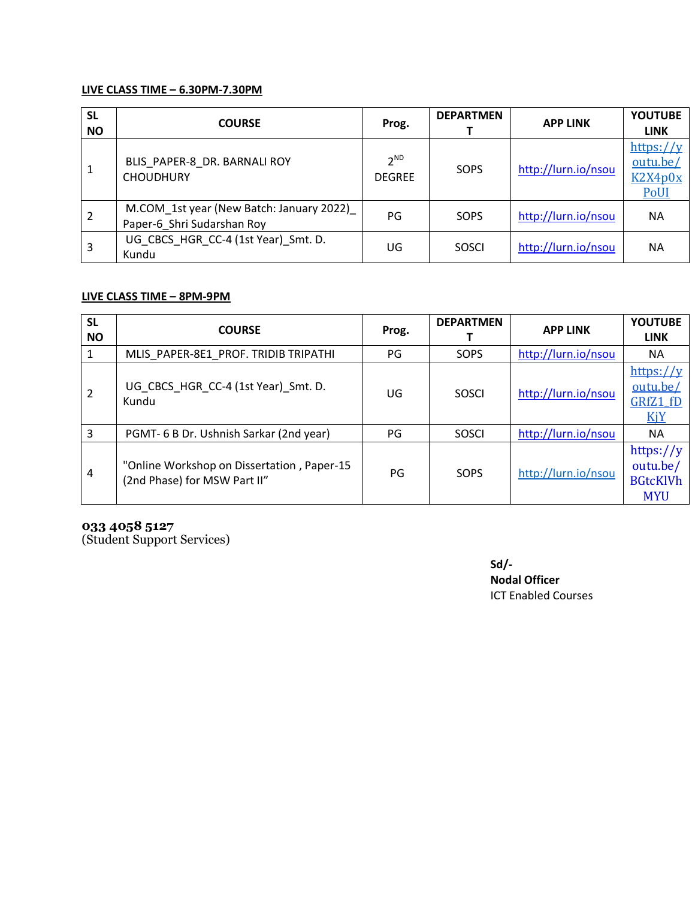**LIVE CLASS TIME – 6.30PM-7.30PM**

| SL NO | COURSE | Prog. | DEPARTMENT | APP LINK | YOUTUBE LINK |
|---|---|---|---|---|---|
| 1 | BLIS_PAPER-8_DR. BARNALI ROY CHOUDHURY | 2ND DEGREE | SOPS | http://lurn.io/nsou | https://youtu.be/K2X4p0xPoUI |
| 2 | M.COM_1st year (New Batch: January 2022)_ Paper-6_Shri Sudarshan Roy | PG | SOPS | http://lurn.io/nsou | NA |
| 3 | UG_CBCS_HGR_CC-4 (1st Year)_Smt. D. Kundu | UG | SOSCI | http://lurn.io/nsou | NA |

**LIVE CLASS TIME – 8PM-9PM**

| SL NO | COURSE | Prog. | DEPARTMENT | APP LINK | YOUTUBE LINK |
|---|---|---|---|---|---|
| 1 | MLIS_PAPER-8E1_PROF. TRIDIB TRIPATHI | PG | SOPS | http://lurn.io/nsou | NA |
| 2 | UG_CBCS_HGR_CC-4 (1st Year)_Smt. D. Kundu | UG | SOSCI | http://lurn.io/nsou | https://youtu.be/GRfZ1_fDKjY |
| 3 | PGMT- 6 B Dr. Ushnish Sarkar (2nd year) | PG | SOSCI | http://lurn.io/nsou | NA |
| 4 | "Online Workshop on Dissertation , Paper-15 (2nd Phase) for MSW Part II" | PG | SOPS | http://lurn.io/nsou | https://youtu.be/BGtcKlVhMYU |

**033 4058 5127**
(Student Support Services)

**Sd/-**
**Nodal Officer**
ICT Enabled Courses